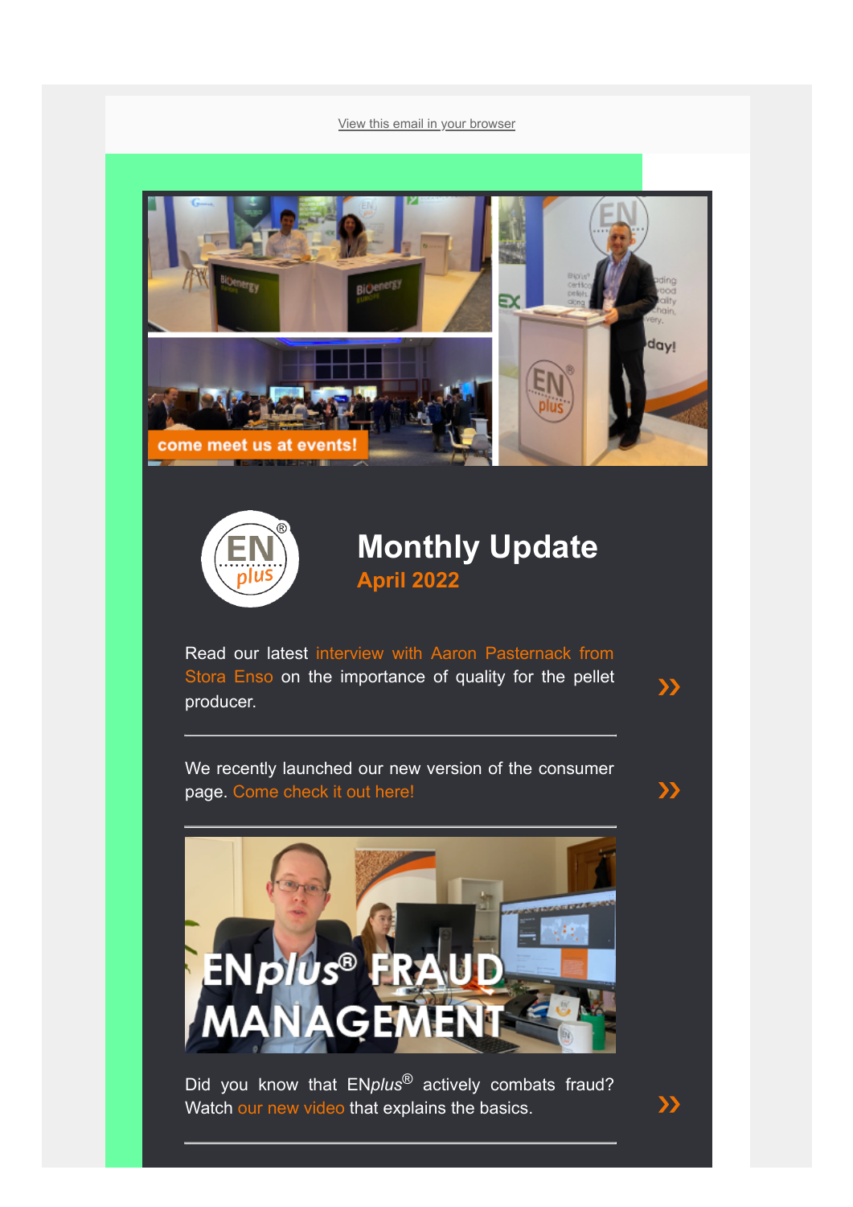View this email in your browser

# Monthly Update

## April 2022

Read our latest interview with Aaron Pasternack from Stora Enso on the importance of quality for the pellet producer. »

---

We recently launched our new version of the consumer page. Come check it out here! »

---

Did you know that EN*plus*® actively combats fraud? Watch our new video that explains the basics. »

---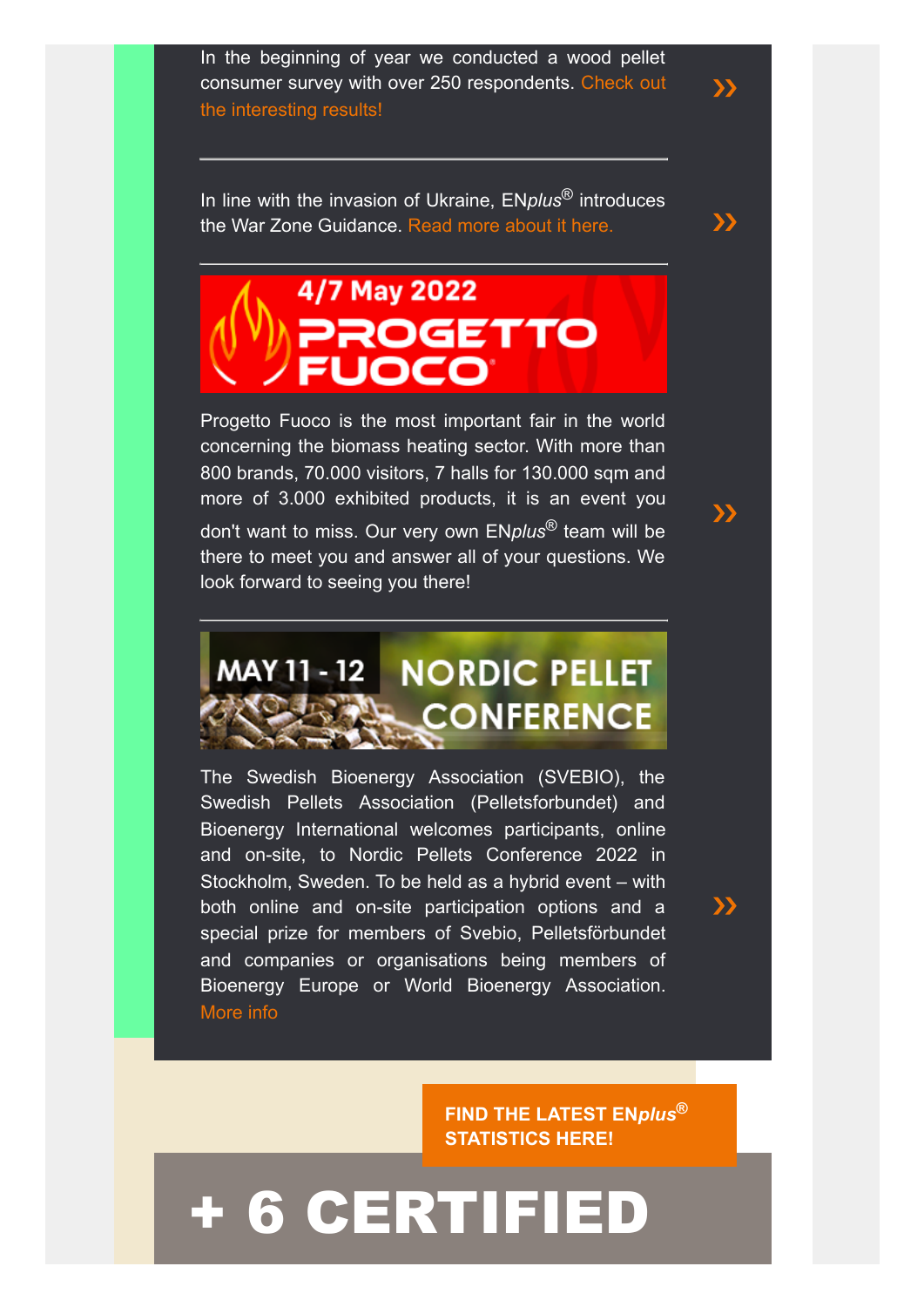In the beginning of year we conducted a wood pellet consumer survey with over 250 respondents. Check out the interesting results!

»

---

In line with the invasion of Ukraine, EN*plus*® introduces the War Zone Guidance. Read more about it here.

»

---

4/7 May 2022

PROGETTO FUOCO

Progetto Fuoco is the most important fair in the world concerning the biomass heating sector. With more than 800 brands, 70.000 visitors, 7 halls for 130.000 sqm and more of 3.000 exhibited products, it is an event you don't want to miss. Our very own EN*plus*® team will be there to meet you and answer all of your questions. We look forward to seeing you there!

»

---

MAY 11 - 12 NORDIC PELLET CONFERENCE

The Swedish Bioenergy Association (SVEBIO), the Swedish Pellets Association (Pelletsforbundet) and Bioenergy International welcomes participants, online and on-site, to Nordic Pellets Conference 2022 in Stockholm, Sweden. To be held as a hybrid event – with both online and on-site participation options and a special prize for members of Svebio, Pelletsförbundet and companies or organisations being members of Bioenergy Europe or World Bioenergy Association. More info

»

**FIND THE LATEST EN*plus*® STATISTICS HERE!**

# + 6 CERTIFIED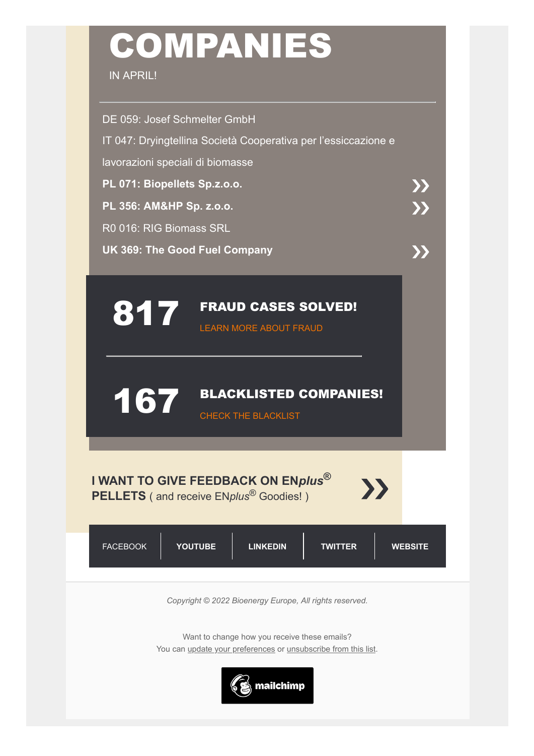# COMPANIES

IN APRIL!

---

DE 059: Josef Schmelter GmbH

IT 047: Dryingtellina Società Cooperativa per l'essiccazione e lavorazioni speciali di biomasse

**PL 071: Biopellets Sp.z.o.o.** »

**PL 356: AM&HP Sp. z.o.o.** »

R0 016: RIG Biomass SRL

**UK 369: The Good Fuel Company** »

# 817

## FRAUD CASES SOLVED!

LEARN MORE ABOUT FRAUD

---

# 167

## BLACKLISTED COMPANIES!

CHECK THE BLACKLIST

**I WANT TO GIVE FEEDBACK ON EN*plus*® PELLETS** ( and receive EN*plus*® Goodies! ) »

FACEBOOK | **YOUTUBE** | **LINKEDIN** | **TWITTER** | **WEBSITE**

*Copyright © 2022 Bioenergy Europe, All rights reserved.*

Want to change how you receive these emails?
You can update your preferences or unsubscribe from this list.

mailchimp